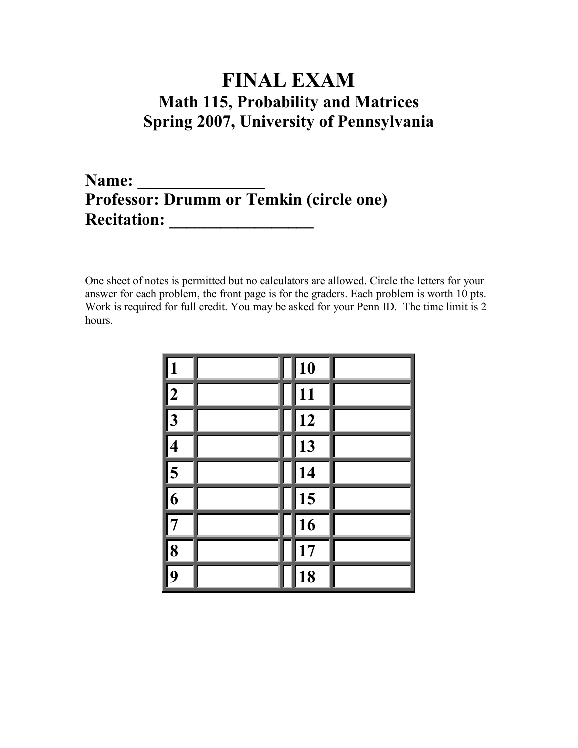# FINAL EXAM

## Math 115, Probability and Matrices

## Spring 2007, University of Pennsylvania

**Name: _______________**

**Professor: Drumm or Temkin (circle one)**

**Recitation: _________________**

One sheet of notes is permitted but no calculators are allowed. Circle the letters for your answer for each problem, the front page is for the graders. Each problem is worth 10 pts. Work is required for full credit. You may be asked for your Penn ID. The time limit is 2 hours.

| | | | | |
|---|---|---|---|---|
| **1** | | | **10** | |
| **2** | | | **11** | |
| **3** | | | **12** | |
| **4** | | | **13** | |
| **5** | | | **14** | |
| **6** | | | **15** | |
| **7** | | | **16** | |
| **8** | | | **17** | |
| **9** | | | **18** | |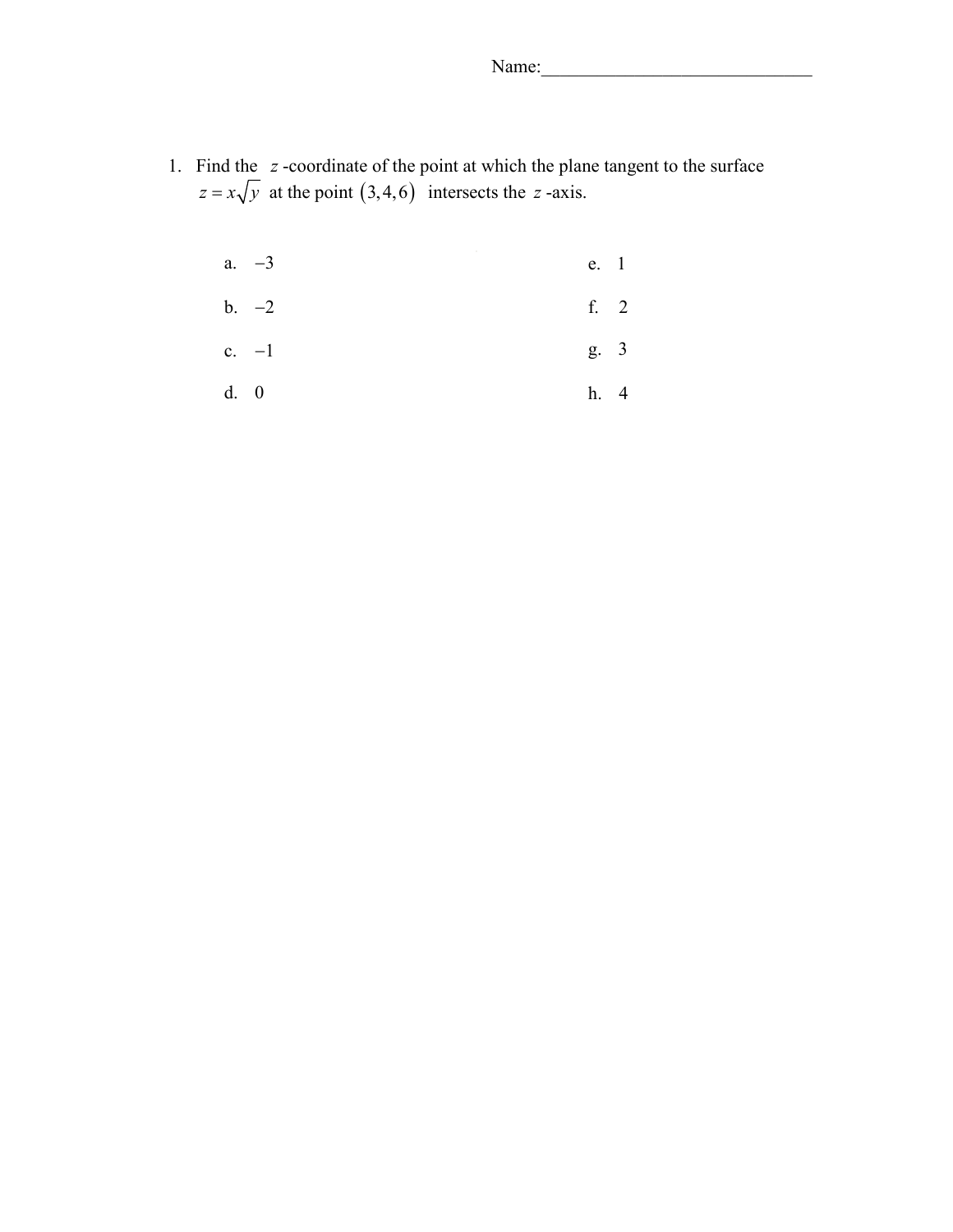Name:______________________________

1. Find the $z$-coordinate of the point at which the plane tangent to the surface $z = x\sqrt{y}$ at the point $(3,4,6)$ intersects the $z$-axis.

   a. $-3$

   b. $-2$

   c. $-1$

   d. $0$

   e. $1$

   f. $2$

   g. $3$

   h. $4$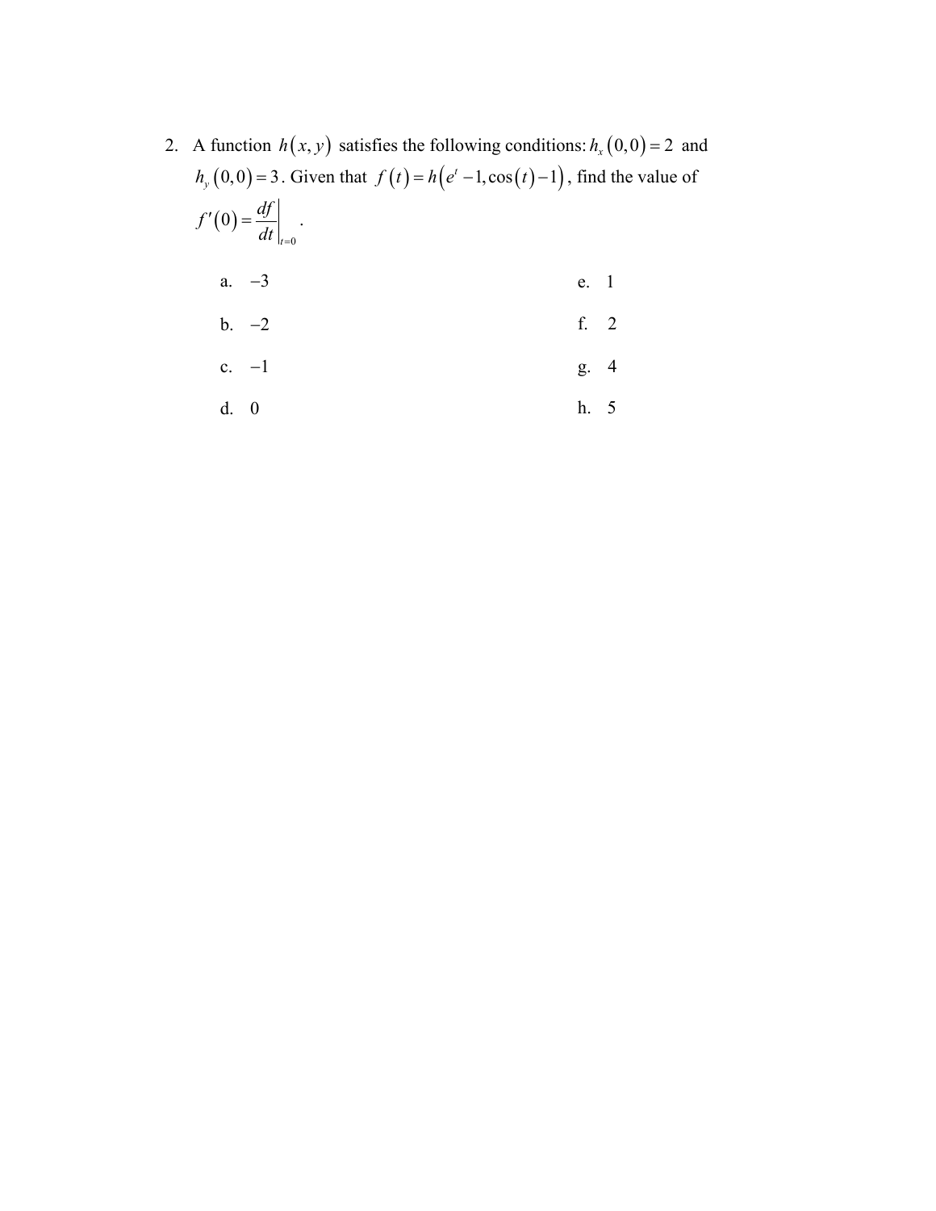2. A function $h(x, y)$ satisfies the following conditions: $h_x(0,0) = 2$ and $h_y(0,0) = 3$. Given that $f(t) = h(e^t - 1, \cos(t) - 1)$, find the value of $f'(0) = \left.\frac{df}{dt}\right|_{t=0}$.

   a. $-3$

   b. $-2$

   c. $-1$

   d. $0$

   e. $1$

   f. $2$

   g. $4$

   h. $5$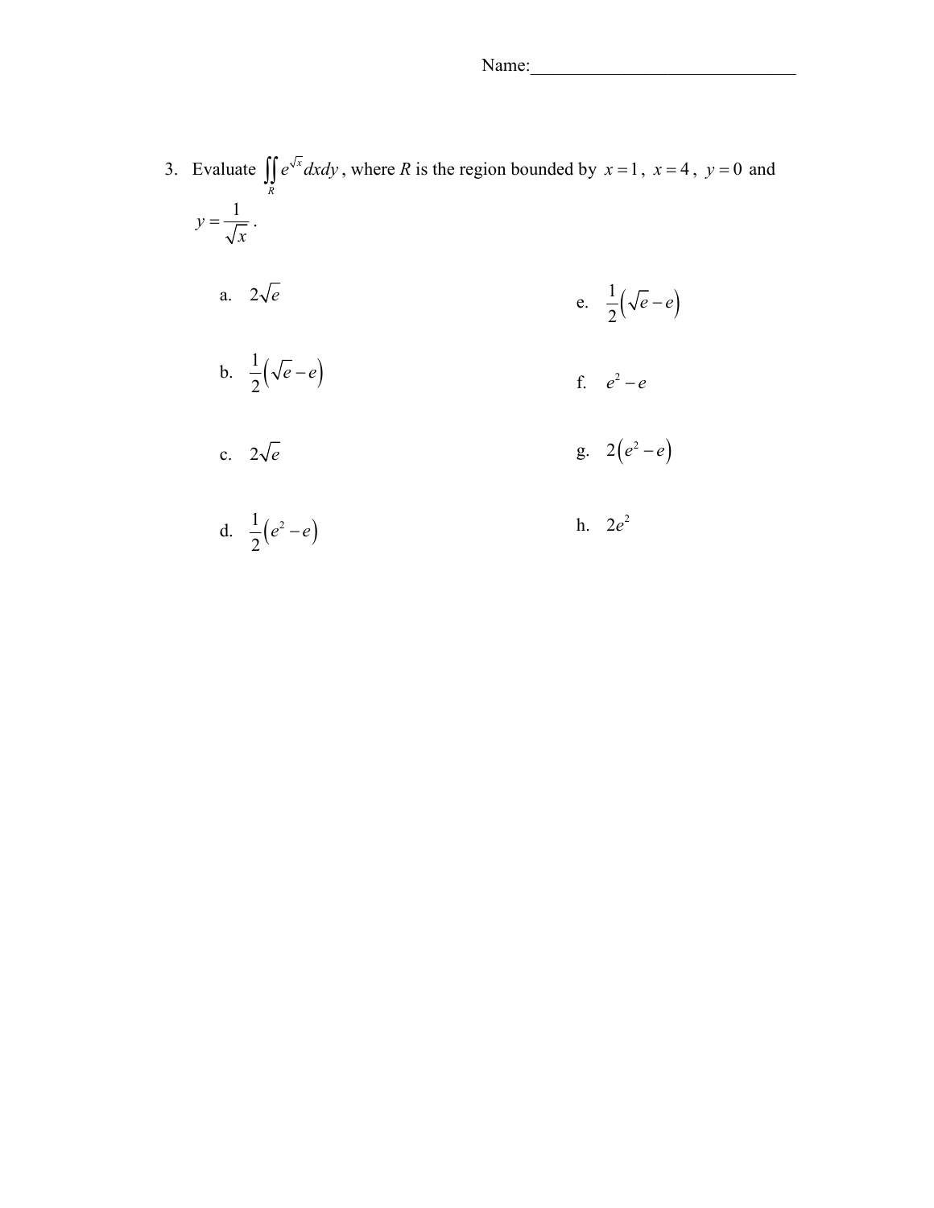3. Evaluate $\iint_R e^{\sqrt{x}}\,dxdy$, where $R$ is the region bounded by $x=1$, $x=4$, $y=0$ and $y=\dfrac{1}{\sqrt{x}}$.

a. $2\sqrt{e}$

b. $\frac{1}{2}\left(\sqrt{e}-e\right)$

c. $2\sqrt{e}$

d. $\frac{1}{2}\left(e^2-e\right)$

e. $\frac{1}{2}\left(\sqrt{e}-e\right)$

f. $e^2-e$

g. $2\left(e^2-e\right)$

h. $2e^2$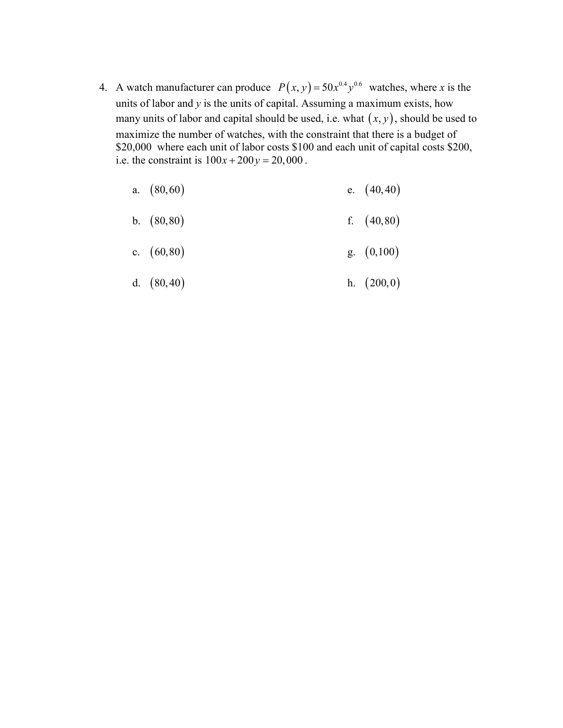4. A watch manufacturer can produce $P(x,y) = 50x^{0.4}y^{0.6}$ watches, where $x$ is the units of labor and $y$ is the units of capital. Assuming a maximum exists, how many units of labor and capital should be used, i.e. what $(x,y)$, should be used to maximize the number of watches, with the constraint that there is a budget of $20,000 where each unit of labor costs $100 and each unit of capital costs $200, i.e. the constraint is $100x + 200y = 20,000$.

   a. $(80,60)$

   b. $(80,80)$

   c. $(60,80)$

   d. $(80,40)$

   e. $(40,40)$

   f. $(40,80)$

   g. $(0,100)$

   h. $(200,0)$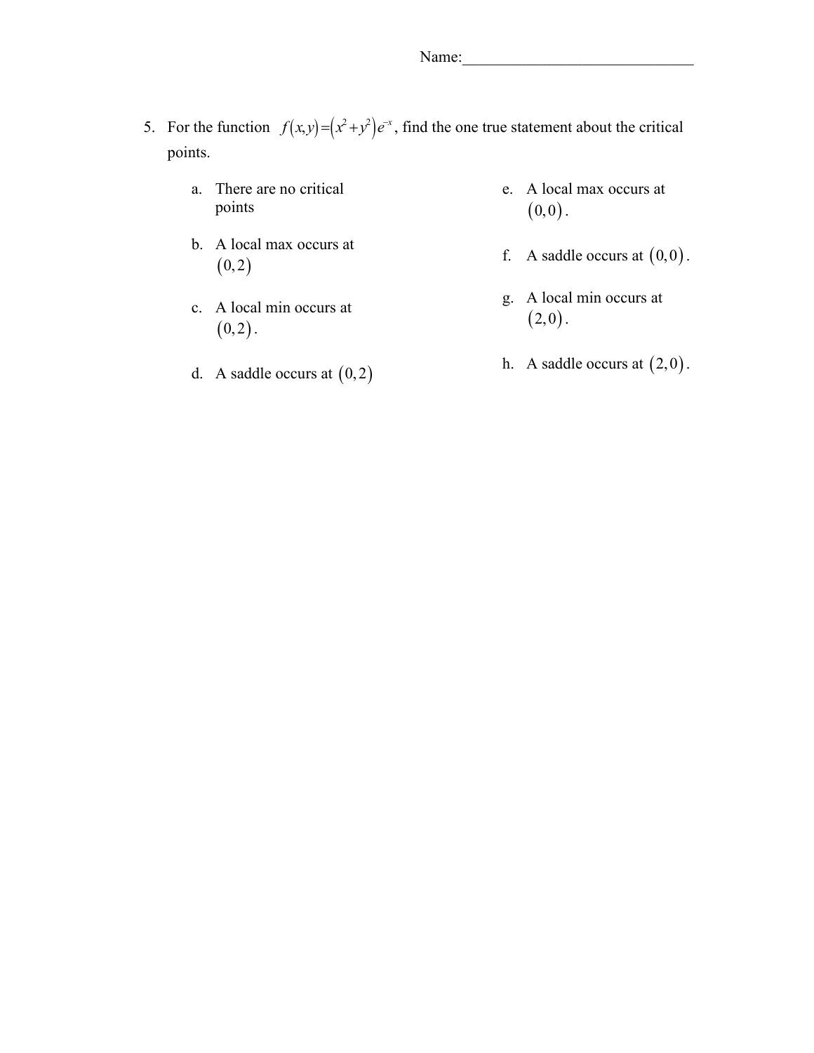Name:______________________________

5. For the function $f(x,y)=(x^2+y^2)e^{-x}$, find the one true statement about the critical points.

   a. There are no critical points

   b. A local max occurs at $(0,2)$

   c. A local min occurs at $(0,2)$.

   d. A saddle occurs at $(0,2)$

   e. A local max occurs at $(0,0)$.

   f. A saddle occurs at $(0,0)$.

   g. A local min occurs at $(2,0)$.

   h. A saddle occurs at $(2,0)$.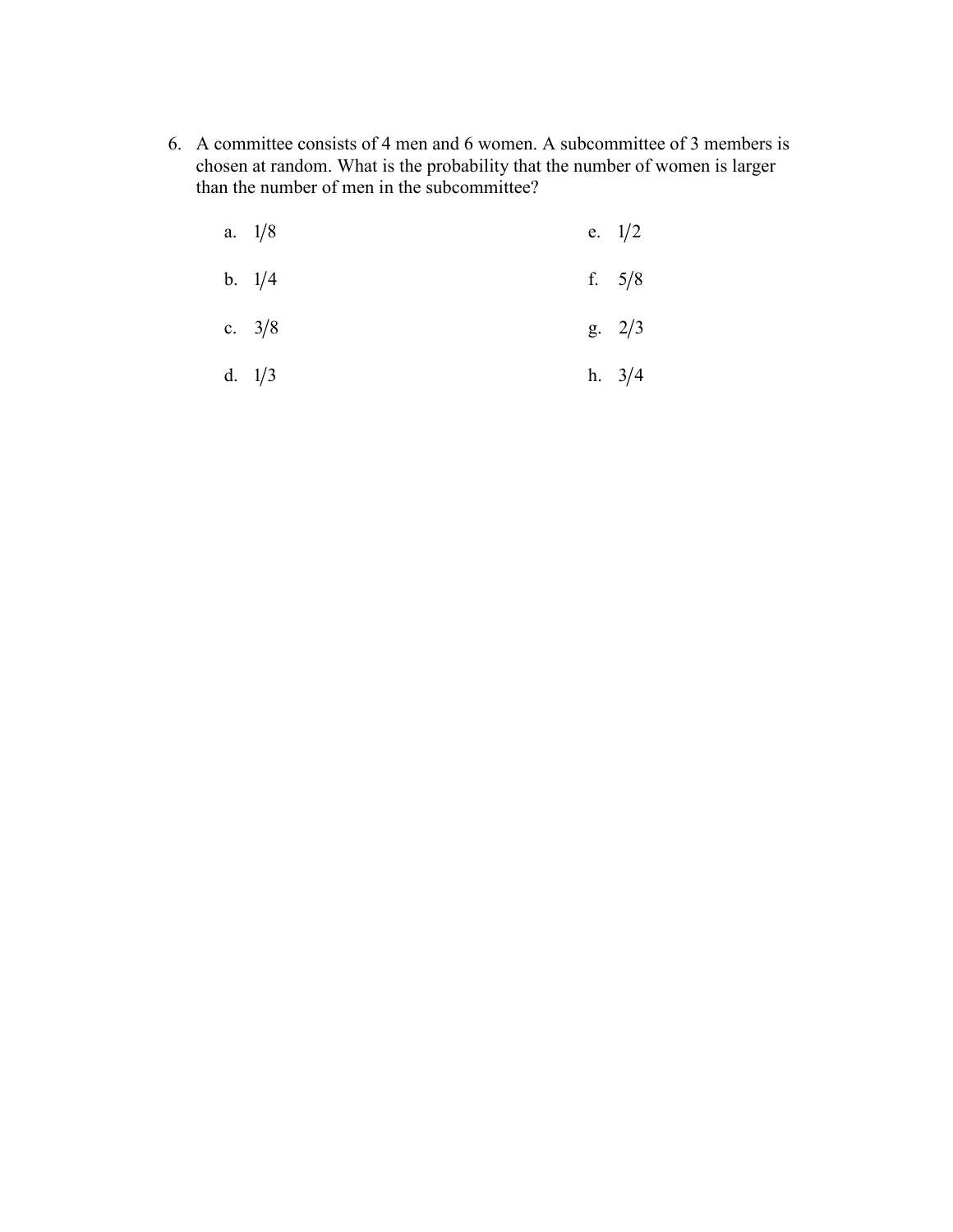6. A committee consists of 4 men and 6 women. A subcommittee of 3 members is chosen at random. What is the probability that the number of women is larger than the number of men in the subcommittee?

    a. 1/8
    b. 1/4
    c. 3/8
    d. 1/3
    e. 1/2
    f. 5/8
    g. 2/3
    h. 3/4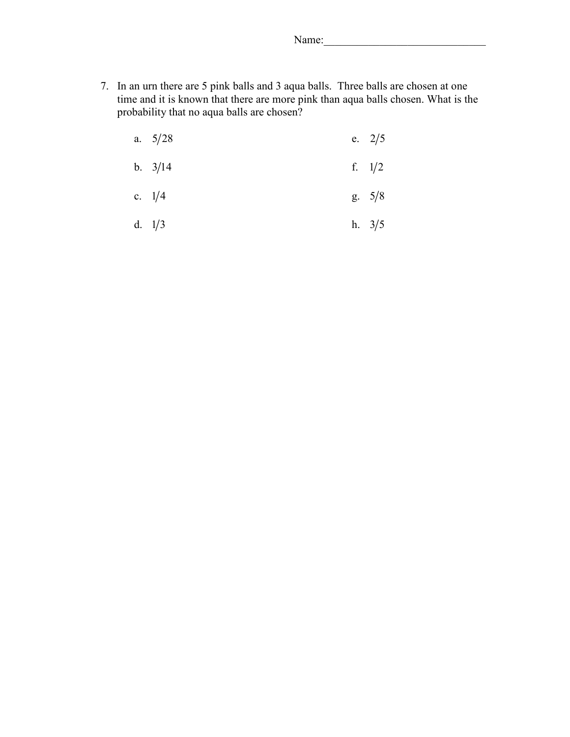Name:______________________________

7. In an urn there are 5 pink balls and 3 aqua balls. Three balls are chosen at one time and it is known that there are more pink than aqua balls chosen. What is the probability that no aqua balls are chosen?

   a. 5/28

   b. 3/14

   c. 1/4

   d. 1/3

   e. 2/5

   f. 1/2

   g. 5/8

   h. 3/5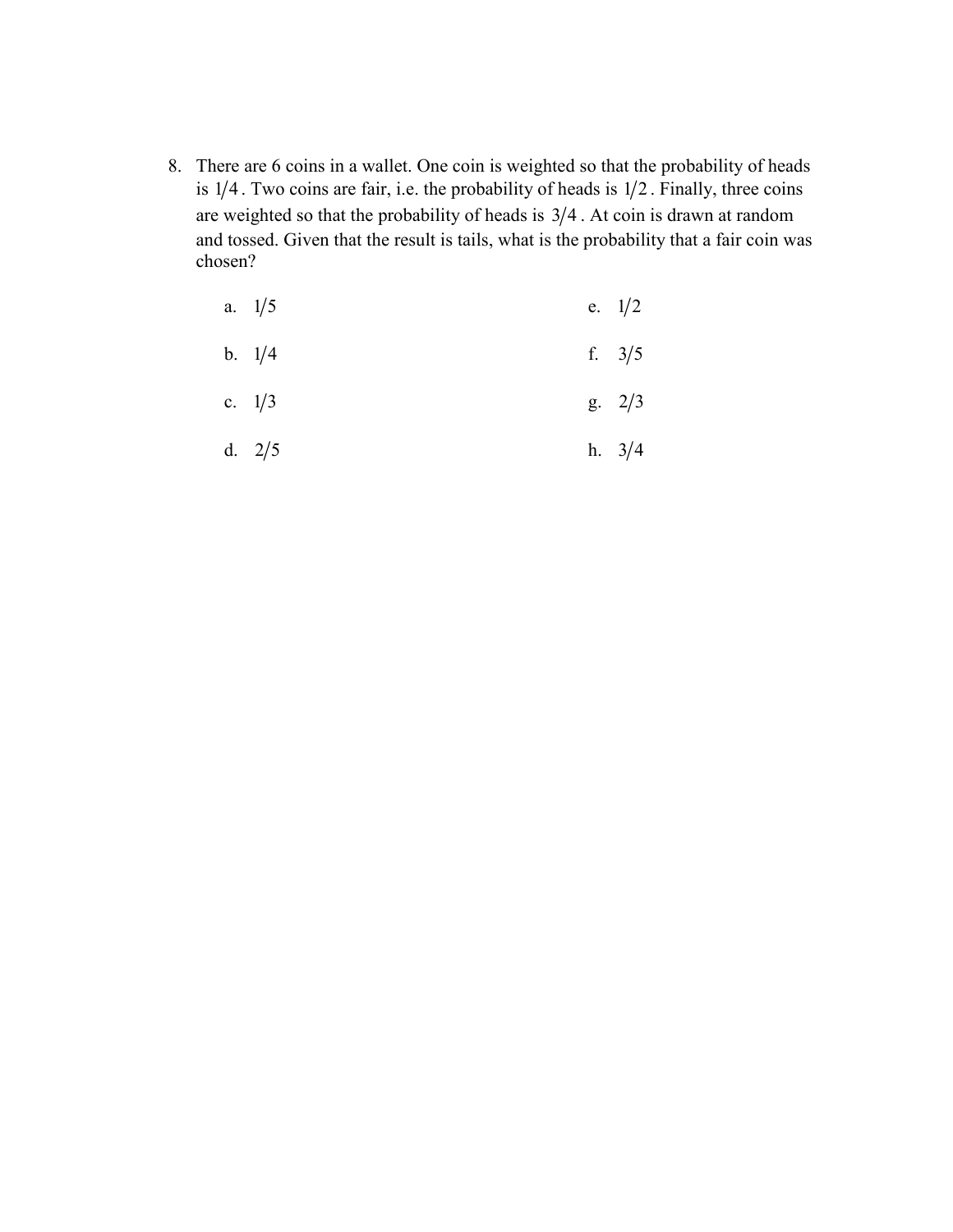8. There are 6 coins in a wallet. One coin is weighted so that the probability of heads is $1/4$. Two coins are fair, i.e. the probability of heads is $1/2$. Finally, three coins are weighted so that the probability of heads is $3/4$. At coin is drawn at random and tossed. Given that the result is tails, what is the probability that a fair coin was chosen?

   a. $1/5$

   b. $1/4$

   c. $1/3$

   d. $2/5$

   e. $1/2$

   f. $3/5$

   g. $2/3$

   h. $3/4$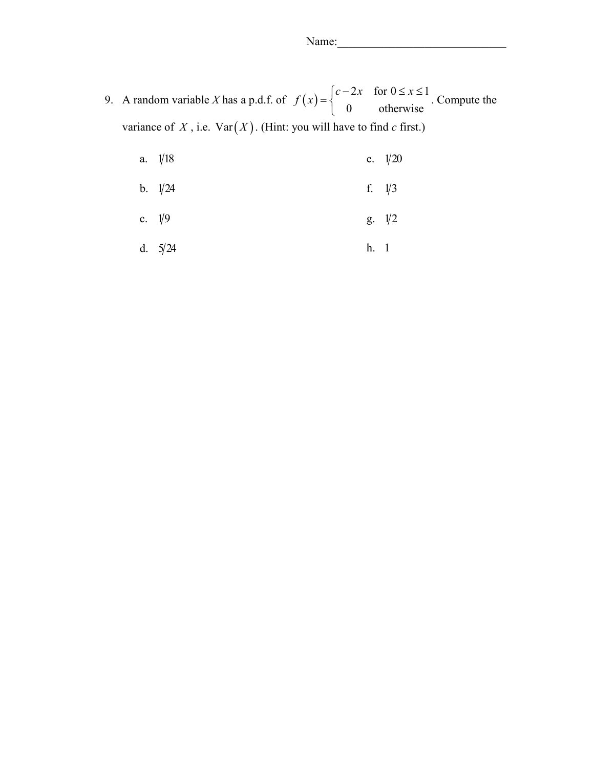Name:_____________________________

9. A random variable *X* has a p.d.f. of $f(x) = \begin{cases} c - 2x & \text{for } 0 \le x \le 1 \\ 0 & \text{otherwise} \end{cases}$. Compute the variance of $X$, i.e. $\text{Var}(X)$. (Hint: you will have to find *c* first.)

   a. $1/18$
   
   b. $1/24$
   
   c. $1/9$
   
   d. $5/24$
   
   e. $1/20$
   
   f. $1/3$
   
   g. $1/2$
   
   h. $1$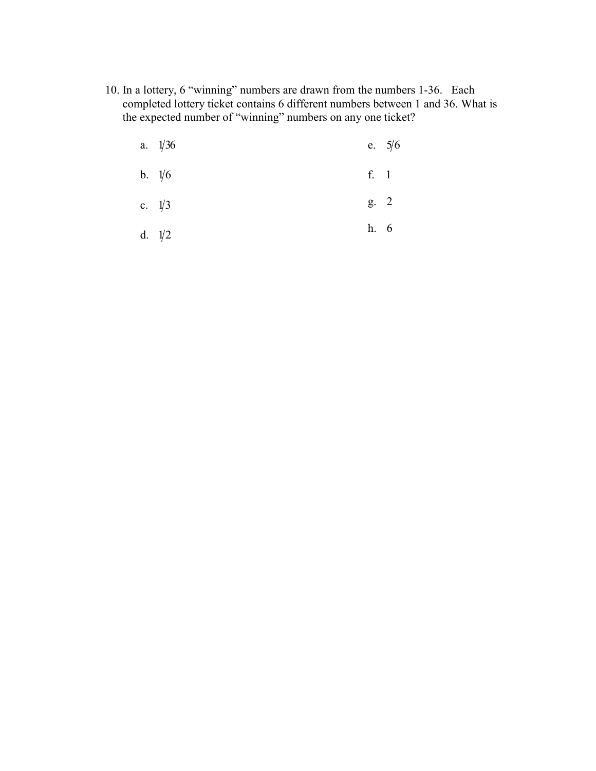10. In a lottery, 6 “winning” numbers are drawn from the numbers 1-36. Each completed lottery ticket contains 6 different numbers between 1 and 36. What is the expected number of “winning” numbers on any one ticket?

    a. $1/36$

    b. $1/6$

    c. $1/3$

    d. $1/2$

    e. $5/6$

    f. 1

    g. 2

    h. 6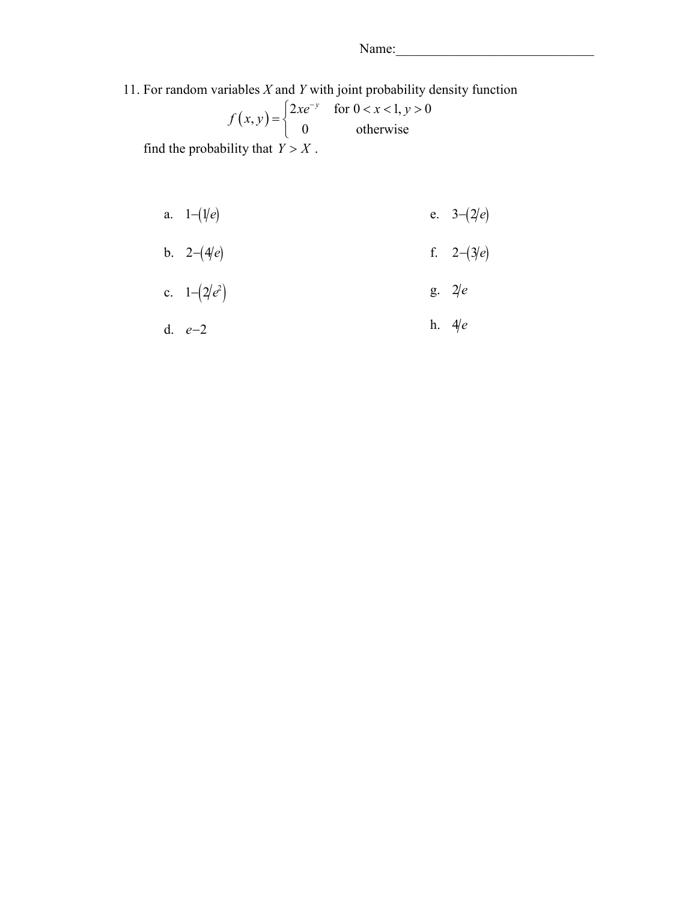Name:_____________________________

11. For random variables $X$ and $Y$ with joint probability density function

$$f(x,y) = \begin{cases} 2xe^{-y} & \text{for } 0 < x < 1, y > 0 \\ 0 & \text{otherwise} \end{cases}$$

find the probability that $Y > X$.

a. $1-(1/e)$

b. $2-(4/e)$

c. $1-(2/e^2)$

d. $e-2$

e. $3-(2/e)$

f. $2-(3/e)$

g. $2/e$

h. $4/e$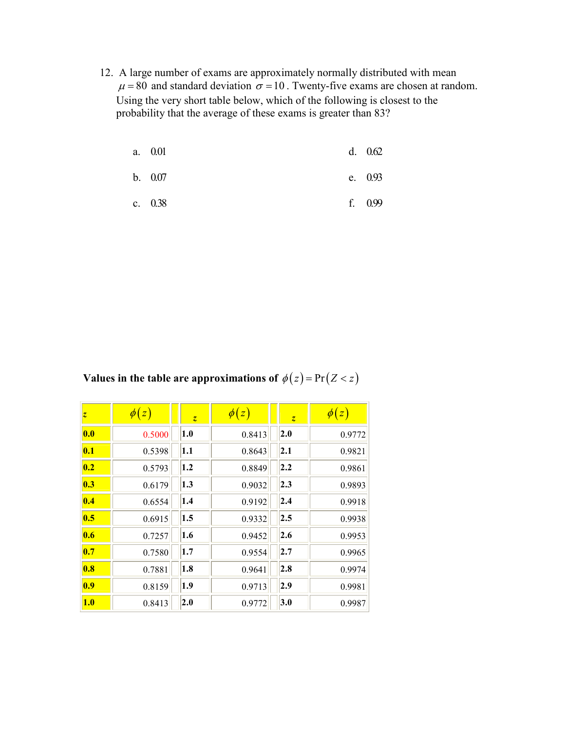12. A large number of exams are approximately normally distributed with mean $\mu = 80$ and standard deviation $\sigma = 10$. Twenty-five exams are chosen at random. Using the very short table below, which of the following is closest to the probability that the average of these exams is greater than 83?

a. 0.01

b. 0.07

c. 0.38

d. 0.62

e. 0.93

f. 0.99

**Values in the table are approximations of $\phi(z) = \Pr(Z < z)$**

| $z$ | $\phi(z)$ | | $z$ | $\phi(z)$ | | $z$ | $\phi(z)$ |
|---|---|---|---|---|---|---|---|
| 0.0 | 0.5000 | | 1.0 | 0.8413 | | 2.0 | 0.9772 |
| 0.1 | 0.5398 | | 1.1 | 0.8643 | | 2.1 | 0.9821 |
| 0.2 | 0.5793 | | 1.2 | 0.8849 | | 2.2 | 0.9861 |
| 0.3 | 0.6179 | | 1.3 | 0.9032 | | 2.3 | 0.9893 |
| 0.4 | 0.6554 | | 1.4 | 0.9192 | | 2.4 | 0.9918 |
| 0.5 | 0.6915 | | 1.5 | 0.9332 | | 2.5 | 0.9938 |
| 0.6 | 0.7257 | | 1.6 | 0.9452 | | 2.6 | 0.9953 |
| 0.7 | 0.7580 | | 1.7 | 0.9554 | | 2.7 | 0.9965 |
| 0.8 | 0.7881 | | 1.8 | 0.9641 | | 2.8 | 0.9974 |
| 0.9 | 0.8159 | | 1.9 | 0.9713 | | 2.9 | 0.9981 |
| 1.0 | 0.8413 | | 2.0 | 0.9772 | | 3.0 | 0.9987 |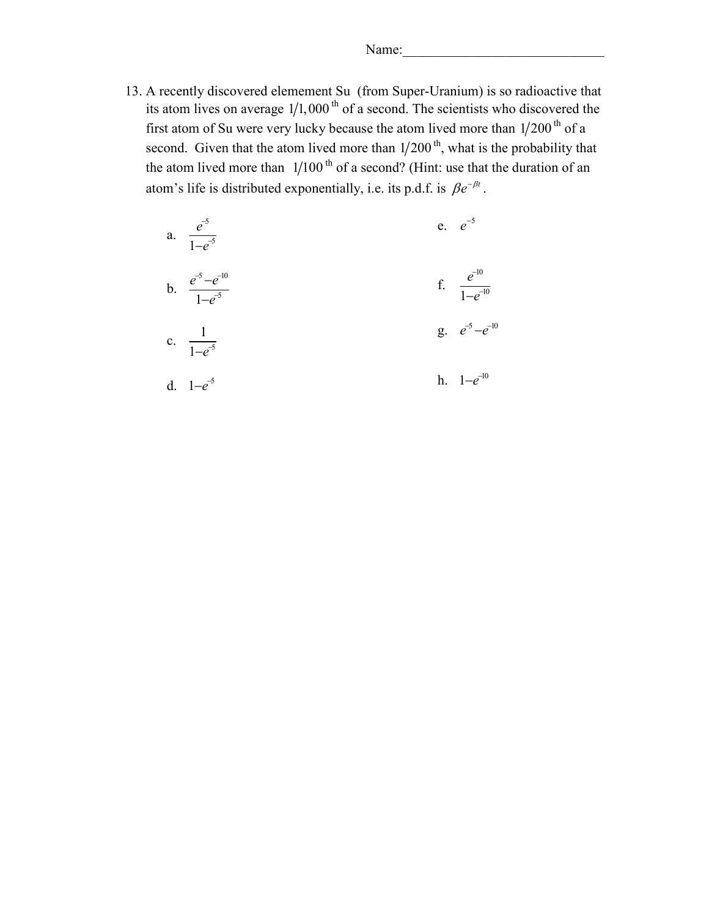Name:\_\_\_\_\_\_\_\_\_\_\_\_\_\_\_\_\_\_\_\_\_\_\_\_\_\_\_\_\_\_

13. A recently discovered elemement Su (from Super-Uranium) is so radioactive that its atom lives on average $1/1,000^{\text{th}}$ of a second. The scientists who discovered the first atom of Su were very lucky because the atom lived more than $1/200^{\text{th}}$ of a second. Given that the atom lived more than $1/200^{\text{th}}$, what is the probability that the atom lived more than $1/100^{\text{th}}$ of a second? (Hint: use that the duration of an atom's life is distributed exponentially, i.e. its p.d.f. is $\beta e^{-\beta t}$.

    a. $\dfrac{e^{-5}}{1-e^{-5}}$

    b. $\dfrac{e^{-5}-e^{-10}}{1-e^{-5}}$

    c. $\dfrac{1}{1-e^{-5}}$

    d. $1-e^{-5}$

    e. $e^{-5}$

    f. $\dfrac{e^{-10}}{1-e^{-10}}$

    g. $e^{-5}-e^{-10}$

    h. $1-e^{-10}$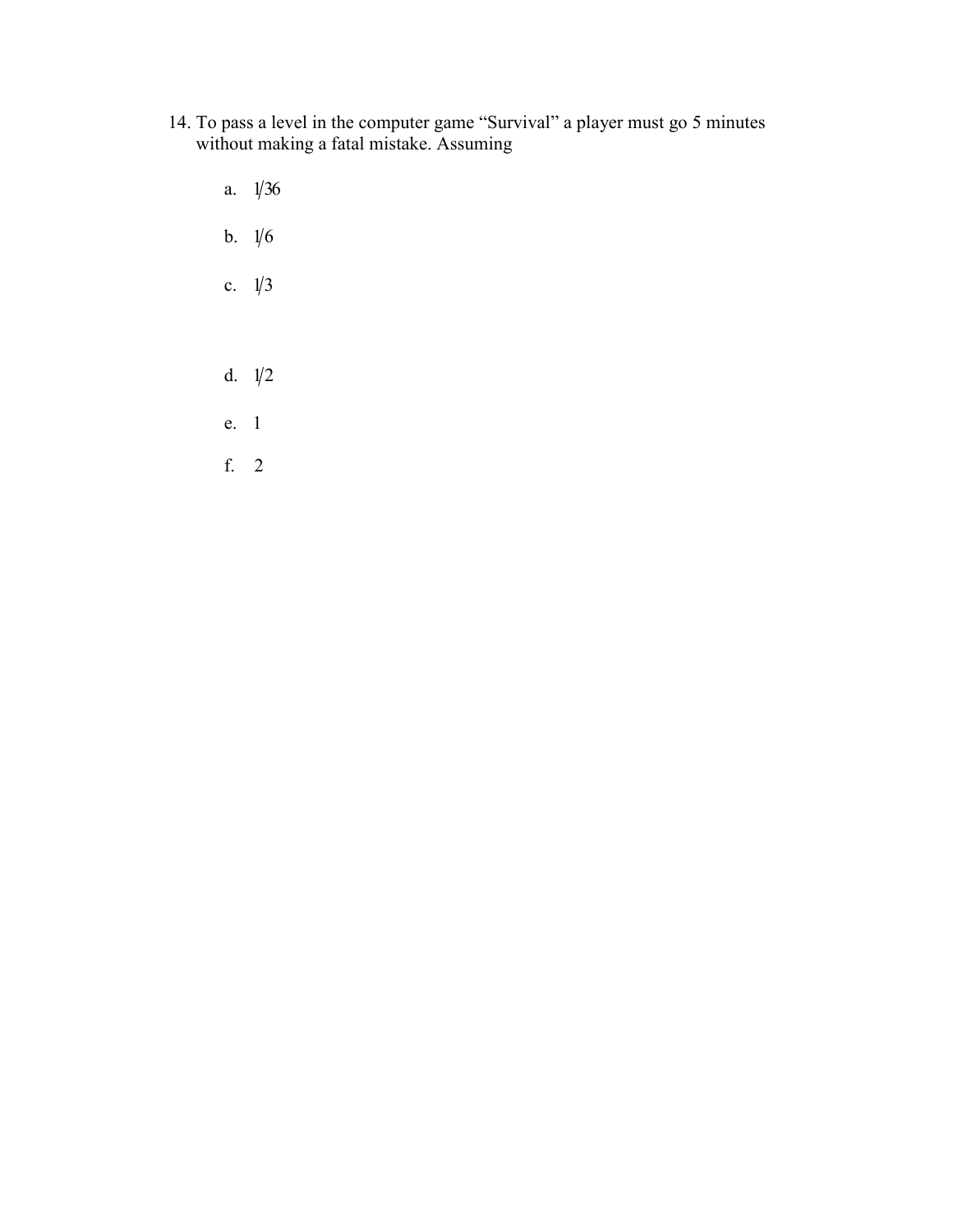14. To pass a level in the computer game "Survival" a player must go 5 minutes without making a fatal mistake. Assuming

    a. $1/36$

    b. $1/6$

    c. $1/3$

    d. $1/2$

    e. 1

    f. 2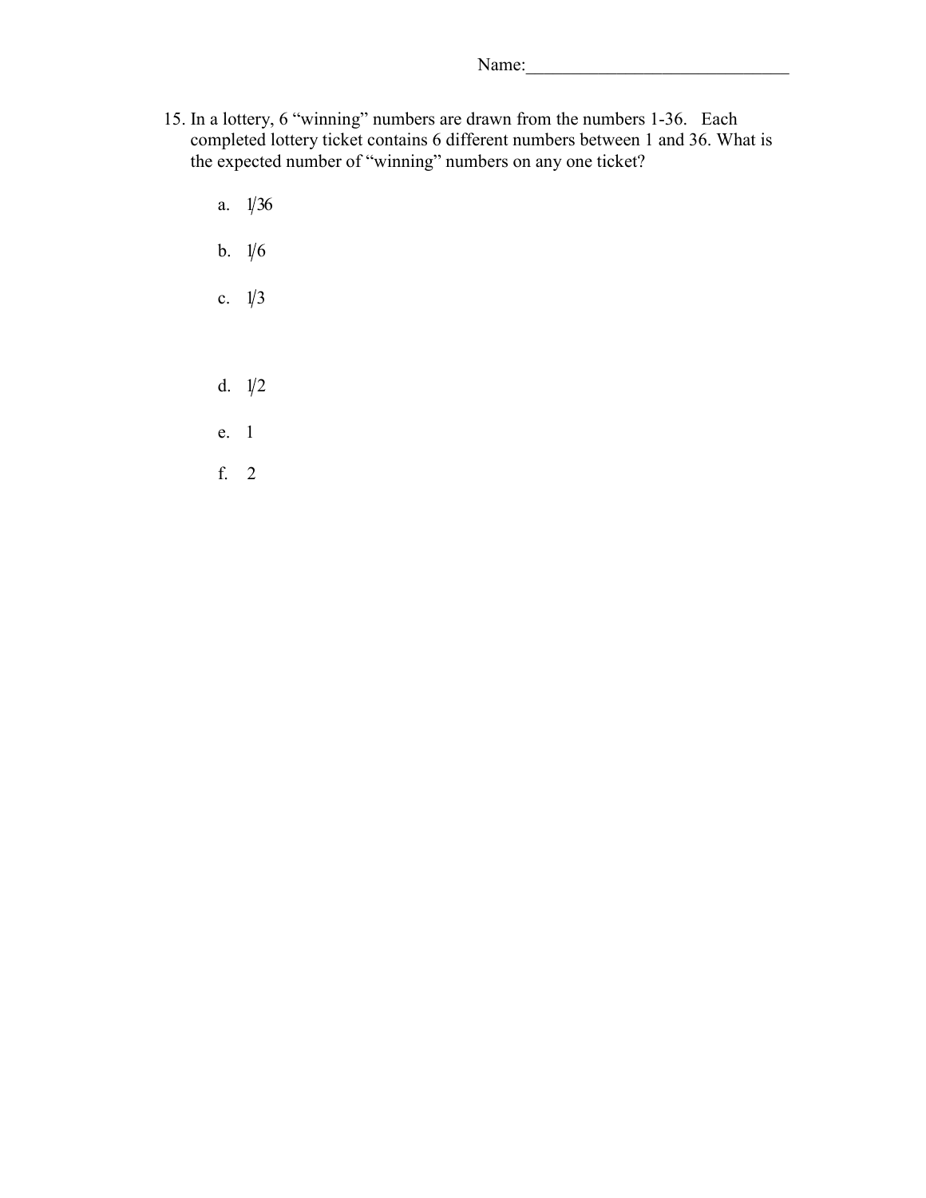Name:_____________________________

15. In a lottery, 6 "winning" numbers are drawn from the numbers 1-36. Each completed lottery ticket contains 6 different numbers between 1 and 36. What is the expected number of "winning" numbers on any one ticket?

    a. $1/36$

    b. $1/6$

    c. $1/3$

    d. $1/2$

    e. 1

    f. 2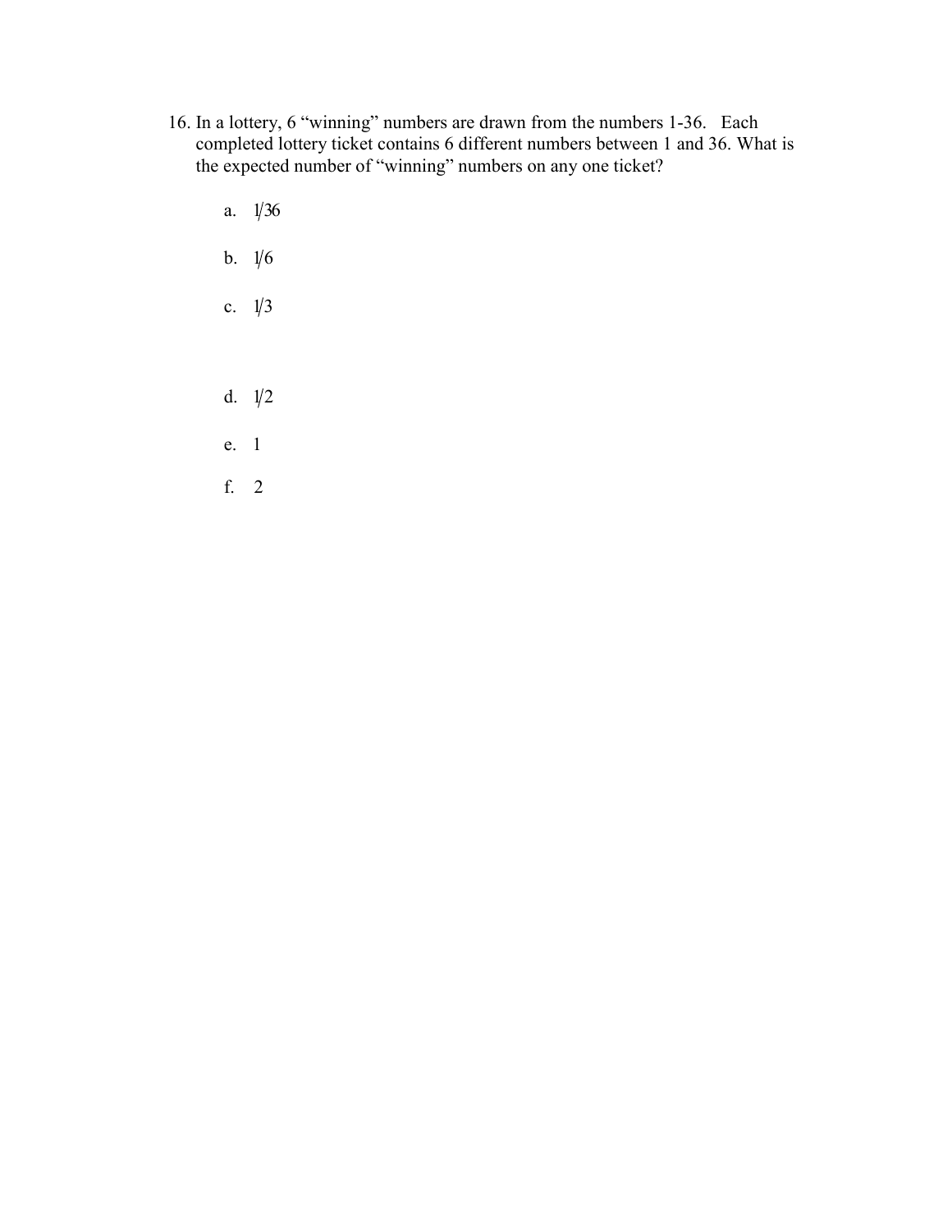16. In a lottery, 6 "winning" numbers are drawn from the numbers 1-36. Each completed lottery ticket contains 6 different numbers between 1 and 36. What is the expected number of "winning" numbers on any one ticket?

    a. $1/36$

    b. $1/6$

    c. $1/3$

    d. $1/2$

    e. 1

    f. 2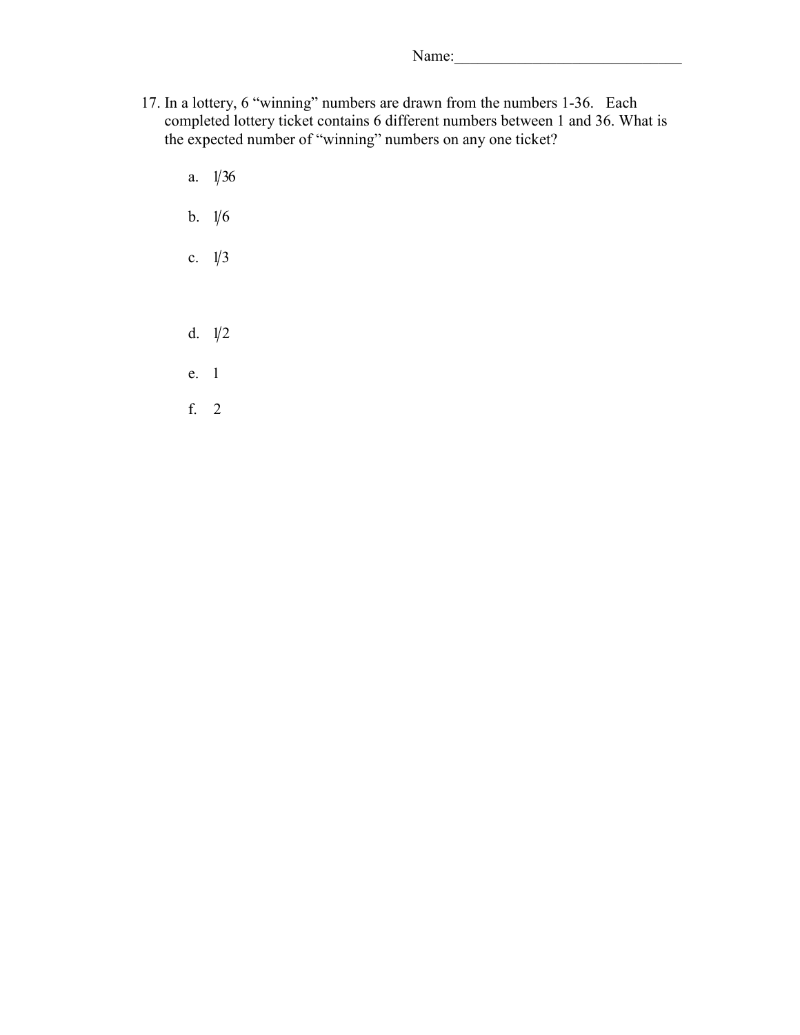Name:______________________________

17. In a lottery, 6 "winning" numbers are drawn from the numbers 1-36. Each completed lottery ticket contains 6 different numbers between 1 and 36. What is the expected number of "winning" numbers on any one ticket?

    a. $1/36$

    b. $1/6$

    c. $1/3$

    d. $1/2$

    e. 1

    f. 2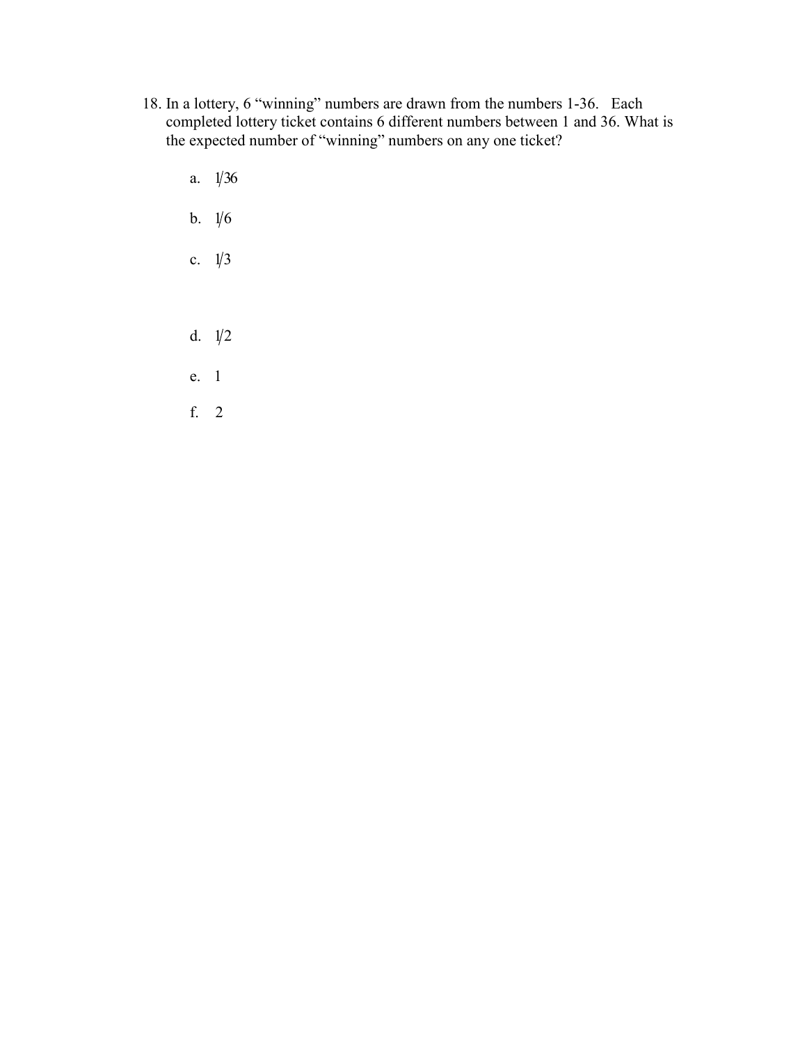18. In a lottery, 6 "winning" numbers are drawn from the numbers 1-36. Each completed lottery ticket contains 6 different numbers between 1 and 36. What is the expected number of "winning" numbers on any one ticket?

    a. $1/36$

    b. $1/6$

    c. $1/3$

    d. $1/2$

    e. 1

    f. 2